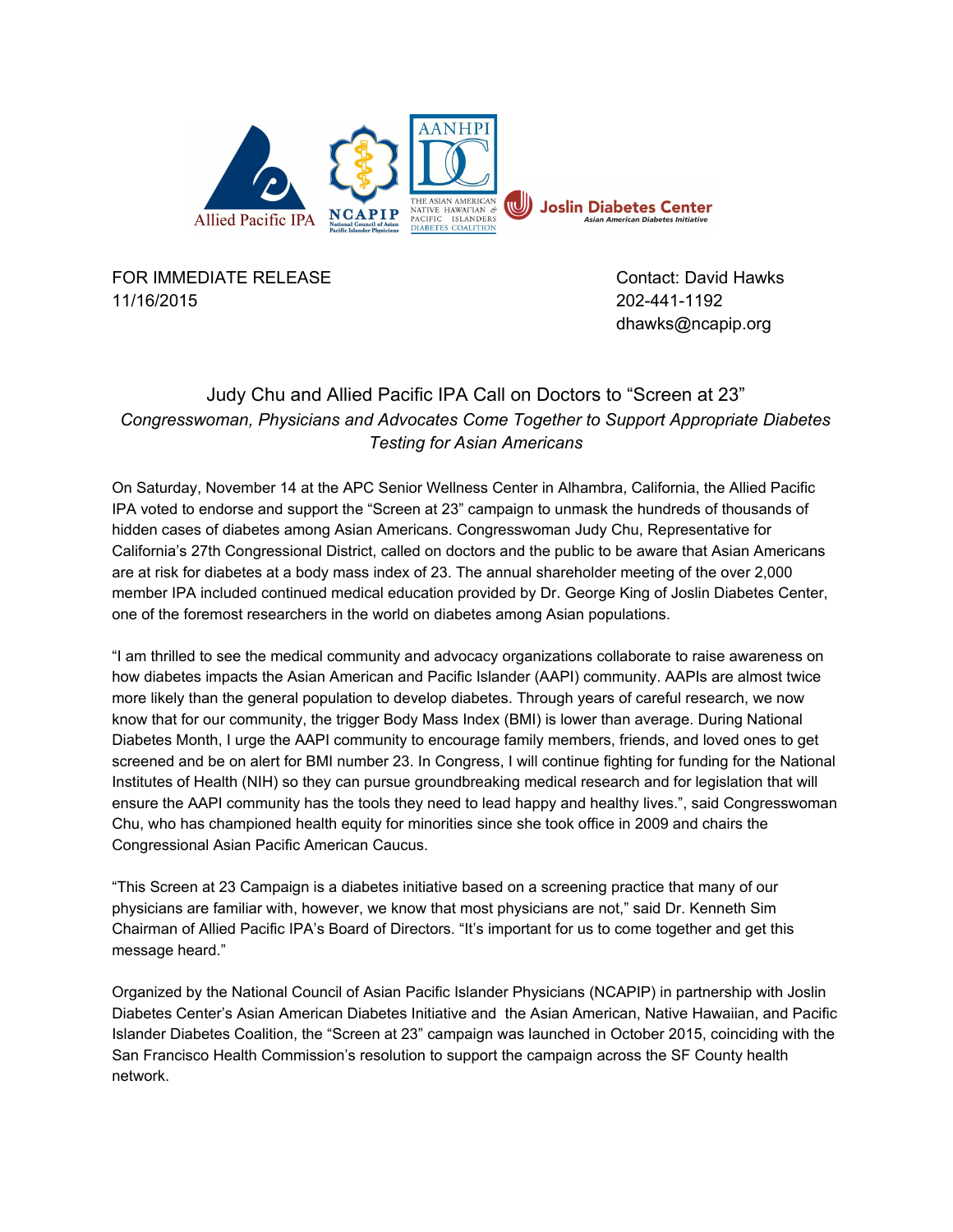FOR IMMEDIATE RELEASE
11/16/2015

Contact: David Hawks
202-441-1192
dhawks@ncapip.org

# Judy Chu and Allied Pacific IPA Call on Doctors to "Screen at 23"

*Congresswoman, Physicians and Advocates Come Together to Support Appropriate Diabetes Testing for Asian Americans*

On Saturday, November 14 at the APC Senior Wellness Center in Alhambra, California, the Allied Pacific IPA voted to endorse and support the "Screen at 23" campaign to unmask the hundreds of thousands of hidden cases of diabetes among Asian Americans. Congresswoman Judy Chu, Representative for California's 27th Congressional District, called on doctors and the public to be aware that Asian Americans are at risk for diabetes at a body mass index of 23. The annual shareholder meeting of the over 2,000 member IPA included continued medical education provided by Dr. George King of Joslin Diabetes Center, one of the foremost researchers in the world on diabetes among Asian populations.

"I am thrilled to see the medical community and advocacy organizations collaborate to raise awareness on how diabetes impacts the Asian American and Pacific Islander (AAPI) community. AAPIs are almost twice more likely than the general population to develop diabetes. Through years of careful research, we now know that for our community, the trigger Body Mass Index (BMI) is lower than average. During National Diabetes Month, I urge the AAPI community to encourage family members, friends, and loved ones to get screened and be on alert for BMI number 23. In Congress, I will continue fighting for funding for the National Institutes of Health (NIH) so they can pursue groundbreaking medical research and for legislation that will ensure the AAPI community has the tools they need to lead happy and healthy lives.", said Congresswoman Chu, who has championed health equity for minorities since she took office in 2009 and chairs the Congressional Asian Pacific American Caucus.

"This Screen at 23 Campaign is a diabetes initiative based on a screening practice that many of our physicians are familiar with, however, we know that most physicians are not," said Dr. Kenneth Sim Chairman of Allied Pacific IPA's Board of Directors. "It's important for us to come together and get this message heard."

Organized by the National Council of Asian Pacific Islander Physicians (NCAPIP) in partnership with Joslin Diabetes Center's Asian American Diabetes Initiative and the Asian American, Native Hawaiian, and Pacific Islander Diabetes Coalition, the "Screen at 23" campaign was launched in October 2015, coinciding with the San Francisco Health Commission's resolution to support the campaign across the SF County health network.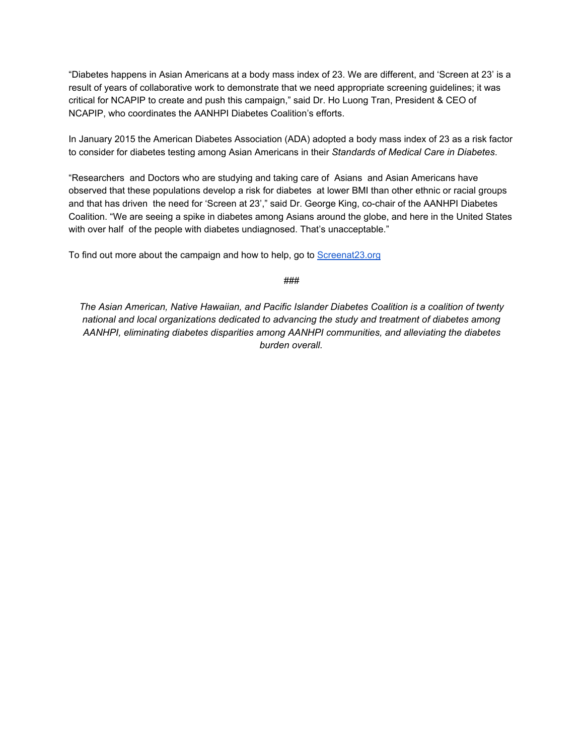“Diabetes happens in Asian Americans at a body mass index of 23. We are different, and ‘Screen at 23’ is a result of years of collaborative work to demonstrate that we need appropriate screening guidelines; it was critical for NCAPIP to create and push this campaign,” said Dr. Ho Luong Tran, President & CEO of NCAPIP, who coordinates the AANHPI Diabetes Coalition’s efforts.

In January 2015 the American Diabetes Association (ADA) adopted a body mass index of 23 as a risk factor to consider for diabetes testing among Asian Americans in their *Standards of Medical Care in Diabetes*.

“Researchers and Doctors who are studying and taking care of Asians and Asian Americans have observed that these populations develop a risk for diabetes at lower BMI than other ethnic or racial groups and that has driven the need for ‘Screen at 23’,” said Dr. George King, co-chair of the AANHPI Diabetes Coalition. “We are seeing a spike in diabetes among Asians around the globe, and here in the United States with over half of the people with diabetes undiagnosed. That’s unacceptable.”

To find out more about the campaign and how to help, go to [Screenat23.org](Screenat23.org)

###

*The Asian American, Native Hawaiian, and Pacific Islander Diabetes Coalition is a coalition of twenty national and local organizations dedicated to advancing the study and treatment of diabetes among AANHPI, eliminating diabetes disparities among AANHPI communities, and alleviating the diabetes burden overall.*